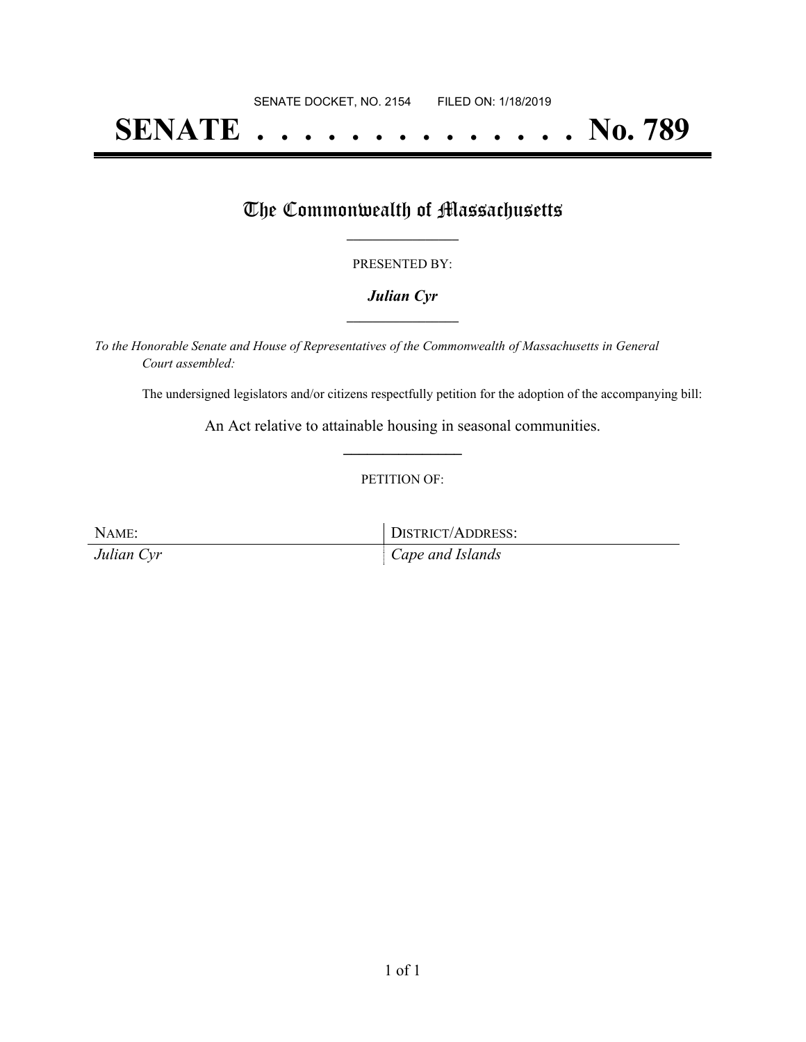SENATE DOCKET, NO. 2154        FILED ON: 1/18/2019

# SENATE . . . . . . . . . . . . . . No. 789

## The Commonwealth of Massachusetts

PRESENTED BY:

***Julian Cyr***

*To the Honorable Senate and House of Representatives of the Commonwealth of Massachusetts in General Court assembled:*

The undersigned legislators and/or citizens respectfully petition for the adoption of the accompanying bill:

An Act relative to attainable housing in seasonal communities.

PETITION OF:

| NAME: | DISTRICT/ADDRESS: |
| --- | --- |
| *Julian Cyr* | *Cape and Islands* |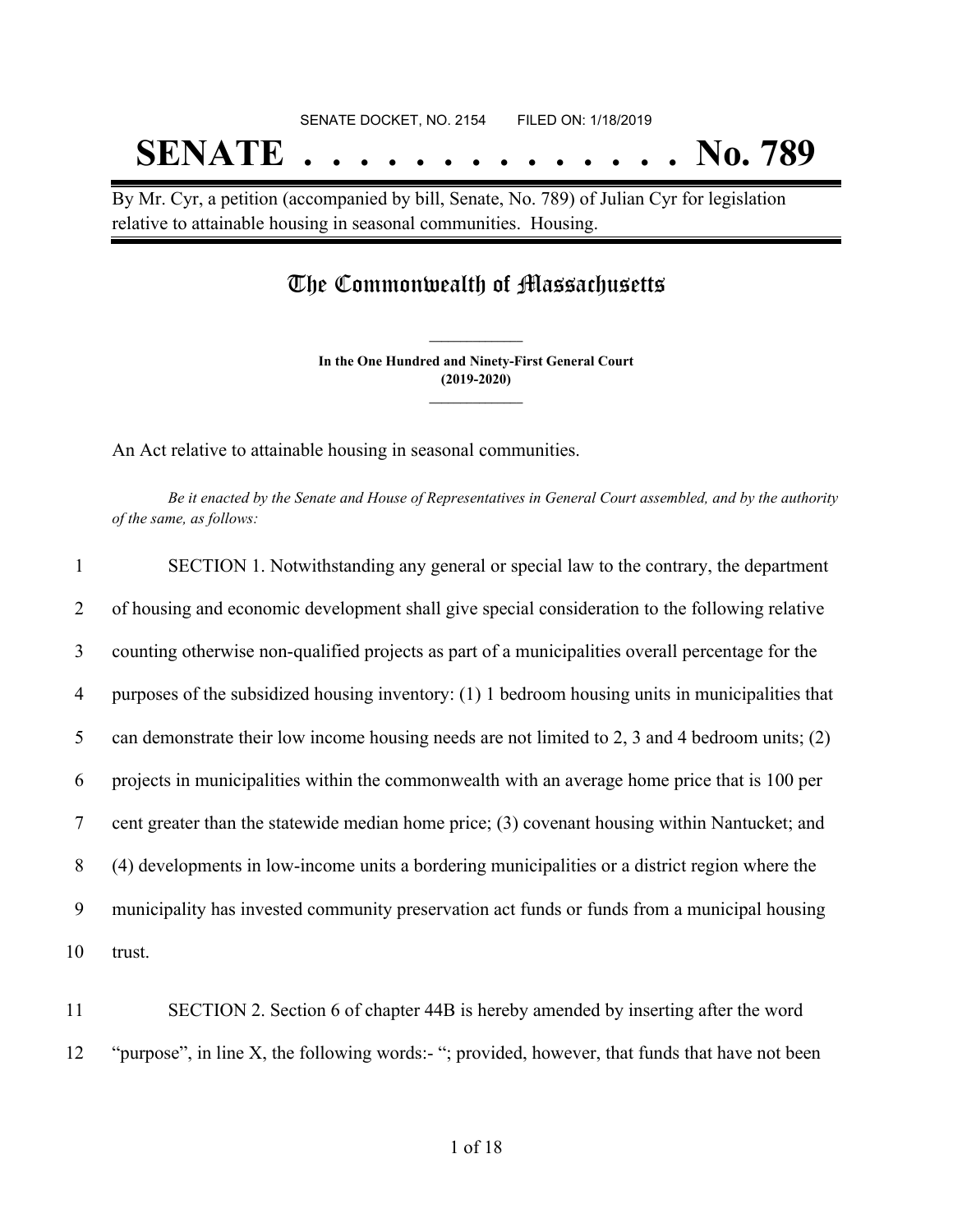SENATE DOCKET, NO. 2154 FILED ON: 1/18/2019

# SENATE . . . . . . . . . . . . . . No. 789

By Mr. Cyr, a petition (accompanied by bill, Senate, No. 789) of Julian Cyr for legislation relative to attainable housing in seasonal communities. Housing.

## The Commonwealth of Massachusetts

**In the One Hundred and Ninety-First General Court**
**(2019-2020)**

An Act relative to attainable housing in seasonal communities.

*Be it enacted by the Senate and House of Representatives in General Court assembled, and by the authority of the same, as follows:*

1 SECTION 1. Notwithstanding any general or special law to the contrary, the department
2 of housing and economic development shall give special consideration to the following relative
3 counting otherwise non-qualified projects as part of a municipalities overall percentage for the
4 purposes of the subsidized housing inventory: (1) 1 bedroom housing units in municipalities that
5 can demonstrate their low income housing needs are not limited to 2, 3 and 4 bedroom units; (2)
6 projects in municipalities within the commonwealth with an average home price that is 100 per
7 cent greater than the statewide median home price; (3) covenant housing within Nantucket; and
8 (4) developments in low-income units a bordering municipalities or a district region where the
9 municipality has invested community preservation act funds or funds from a municipal housing
10 trust.

11 SECTION 2. Section 6 of chapter 44B is hereby amended by inserting after the word
12 "purpose", in line X, the following words:- "; provided, however, that funds that have not been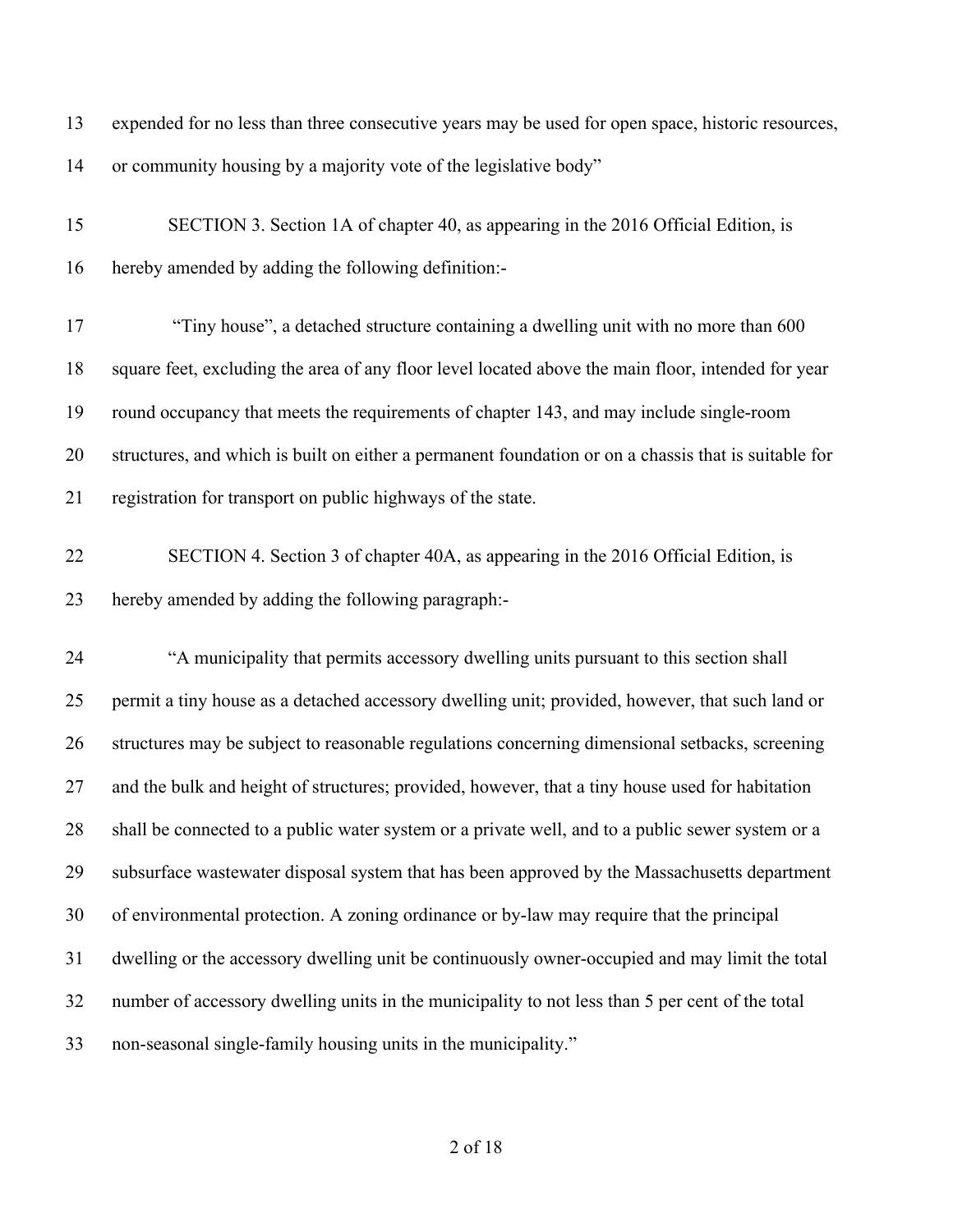expended for no less than three consecutive years may be used for open space, historic resources, or community housing by a majority vote of the legislative body"

SECTION 3. Section 1A of chapter 40, as appearing in the 2016 Official Edition, is hereby amended by adding the following definition:-

"Tiny house", a detached structure containing a dwelling unit with no more than 600 square feet, excluding the area of any floor level located above the main floor, intended for year round occupancy that meets the requirements of chapter 143, and may include single-room structures, and which is built on either a permanent foundation or on a chassis that is suitable for registration for transport on public highways of the state.

SECTION 4. Section 3 of chapter 40A, as appearing in the 2016 Official Edition, is hereby amended by adding the following paragraph:-

"A municipality that permits accessory dwelling units pursuant to this section shall permit a tiny house as a detached accessory dwelling unit; provided, however, that such land or structures may be subject to reasonable regulations concerning dimensional setbacks, screening and the bulk and height of structures; provided, however, that a tiny house used for habitation shall be connected to a public water system or a private well, and to a public sewer system or a subsurface wastewater disposal system that has been approved by the Massachusetts department of environmental protection. A zoning ordinance or by-law may require that the principal dwelling or the accessory dwelling unit be continuously owner-occupied and may limit the total number of accessory dwelling units in the municipality to not less than 5 per cent of the total non-seasonal single-family housing units in the municipality."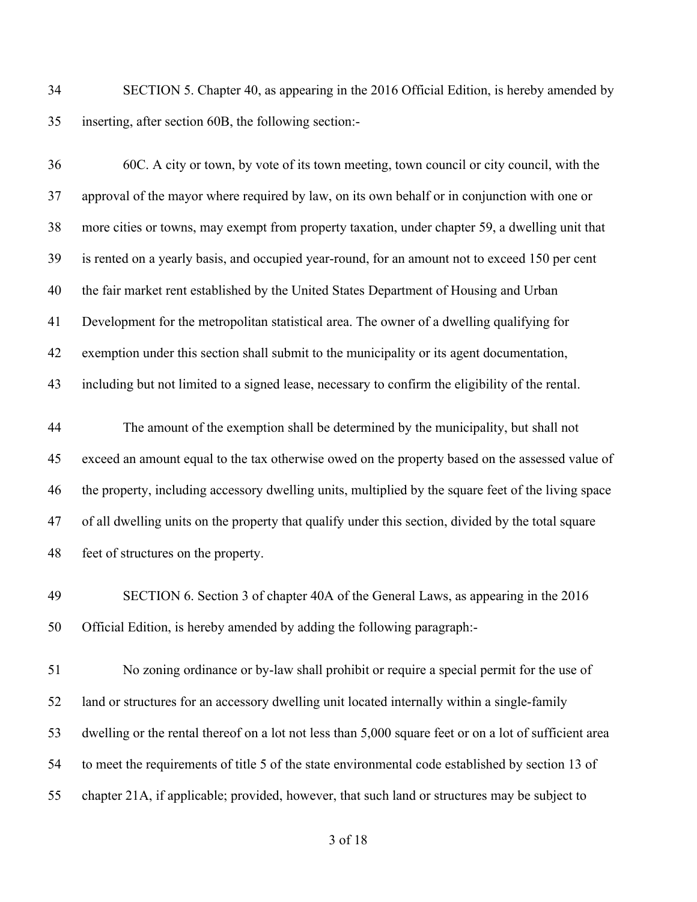SECTION 5. Chapter 40, as appearing in the 2016 Official Edition, is hereby amended by inserting, after section 60B, the following section:-

60C. A city or town, by vote of its town meeting, town council or city council, with the approval of the mayor where required by law, on its own behalf or in conjunction with one or more cities or towns, may exempt from property taxation, under chapter 59, a dwelling unit that is rented on a yearly basis, and occupied year-round, for an amount not to exceed 150 per cent the fair market rent established by the United States Department of Housing and Urban Development for the metropolitan statistical area. The owner of a dwelling qualifying for exemption under this section shall submit to the municipality or its agent documentation, including but not limited to a signed lease, necessary to confirm the eligibility of the rental.

The amount of the exemption shall be determined by the municipality, but shall not exceed an amount equal to the tax otherwise owed on the property based on the assessed value of the property, including accessory dwelling units, multiplied by the square feet of the living space of all dwelling units on the property that qualify under this section, divided by the total square feet of structures on the property.

SECTION 6. Section 3 of chapter 40A of the General Laws, as appearing in the 2016 Official Edition, is hereby amended by adding the following paragraph:-

No zoning ordinance or by-law shall prohibit or require a special permit for the use of land or structures for an accessory dwelling unit located internally within a single-family dwelling or the rental thereof on a lot not less than 5,000 square feet or on a lot of sufficient area to meet the requirements of title 5 of the state environmental code established by section 13 of chapter 21A, if applicable; provided, however, that such land or structures may be subject to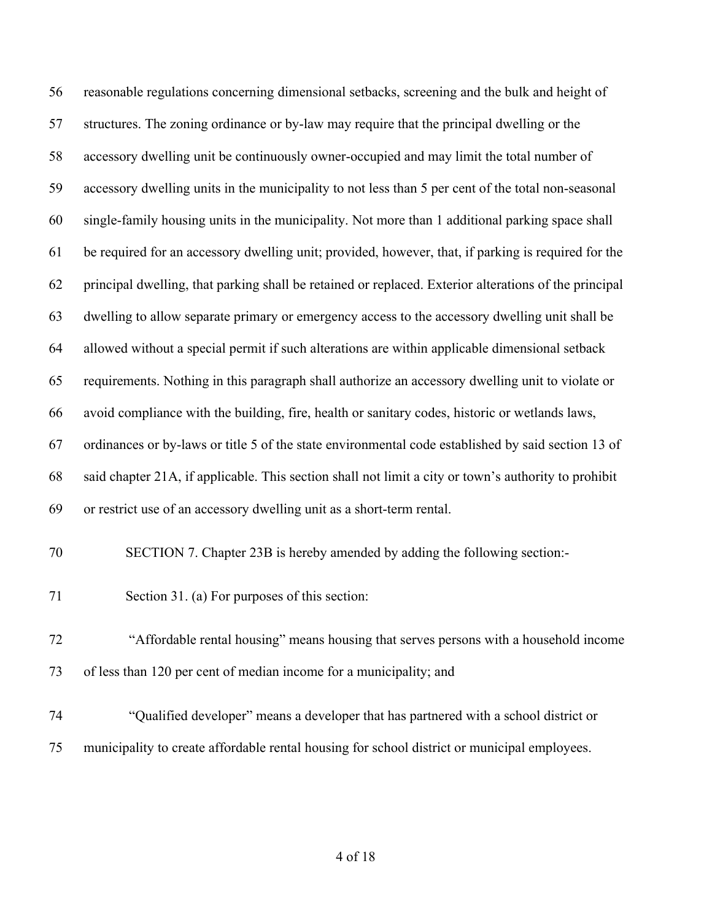reasonable regulations concerning dimensional setbacks, screening and the bulk and height of structures. The zoning ordinance or by-law may require that the principal dwelling or the accessory dwelling unit be continuously owner-occupied and may limit the total number of accessory dwelling units in the municipality to not less than 5 per cent of the total non-seasonal single-family housing units in the municipality. Not more than 1 additional parking space shall be required for an accessory dwelling unit; provided, however, that, if parking is required for the principal dwelling, that parking shall be retained or replaced. Exterior alterations of the principal dwelling to allow separate primary or emergency access to the accessory dwelling unit shall be allowed without a special permit if such alterations are within applicable dimensional setback requirements. Nothing in this paragraph shall authorize an accessory dwelling unit to violate or avoid compliance with the building, fire, health or sanitary codes, historic or wetlands laws, ordinances or by-laws or title 5 of the state environmental code established by said section 13 of said chapter 21A, if applicable. This section shall not limit a city or town's authority to prohibit or restrict use of an accessory dwelling unit as a short-term rental.

SECTION 7. Chapter 23B is hereby amended by adding the following section:-

Section 31. (a) For purposes of this section:

"Affordable rental housing" means housing that serves persons with a household income of less than 120 per cent of median income for a municipality; and

"Qualified developer" means a developer that has partnered with a school district or municipality to create affordable rental housing for school district or municipal employees.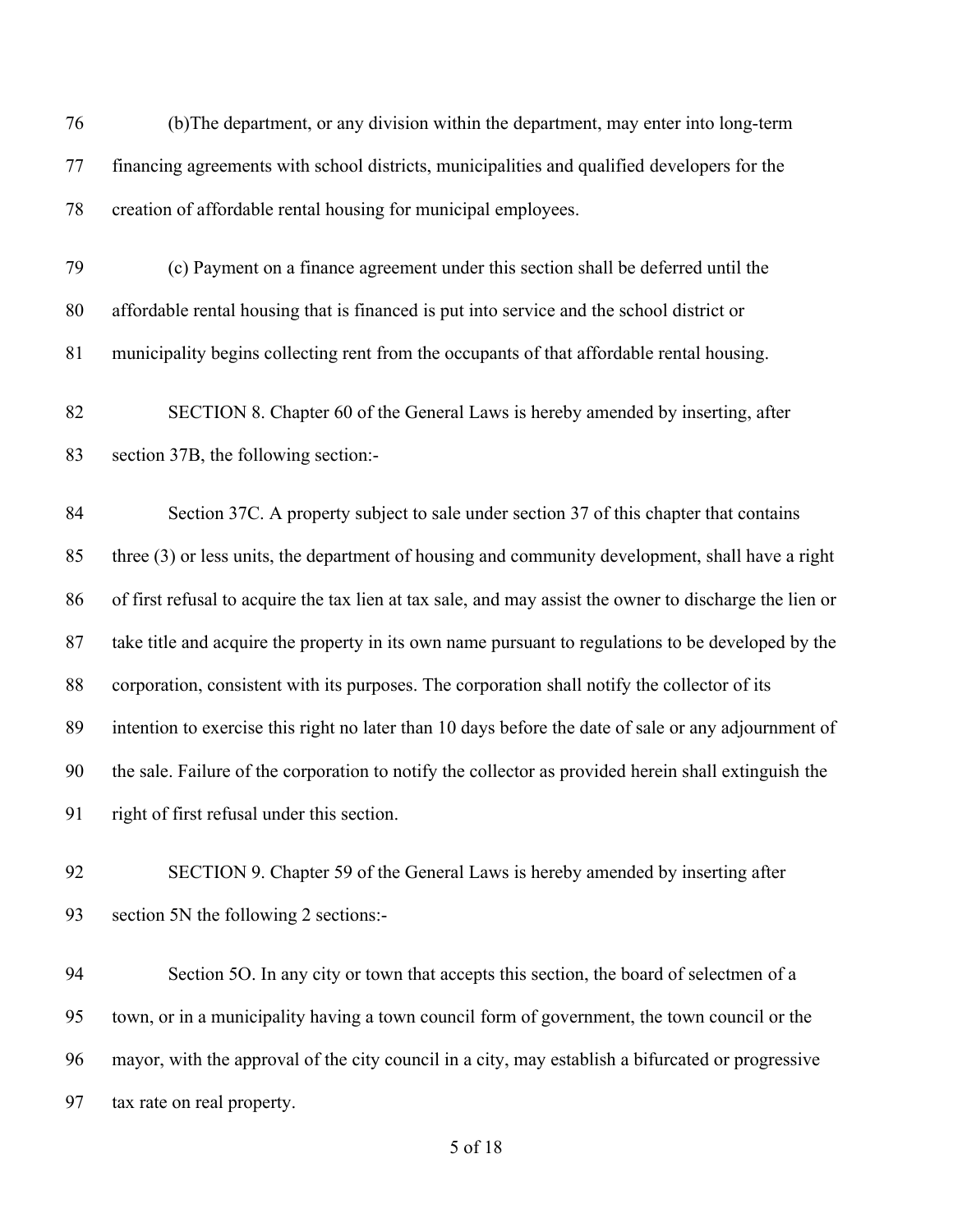(b)The department, or any division within the department, may enter into long-term financing agreements with school districts, municipalities and qualified developers for the creation of affordable rental housing for municipal employees.

(c) Payment on a finance agreement under this section shall be deferred until the affordable rental housing that is financed is put into service and the school district or municipality begins collecting rent from the occupants of that affordable rental housing.

SECTION 8. Chapter 60 of the General Laws is hereby amended by inserting, after section 37B, the following section:-

Section 37C. A property subject to sale under section 37 of this chapter that contains three (3) or less units, the department of housing and community development, shall have a right of first refusal to acquire the tax lien at tax sale, and may assist the owner to discharge the lien or take title and acquire the property in its own name pursuant to regulations to be developed by the corporation, consistent with its purposes. The corporation shall notify the collector of its intention to exercise this right no later than 10 days before the date of sale or any adjournment of the sale. Failure of the corporation to notify the collector as provided herein shall extinguish the right of first refusal under this section.

SECTION 9. Chapter 59 of the General Laws is hereby amended by inserting after section 5N the following 2 sections:-

Section 5O. In any city or town that accepts this section, the board of selectmen of a town, or in a municipality having a town council form of government, the town council or the mayor, with the approval of the city council in a city, may establish a bifurcated or progressive tax rate on real property.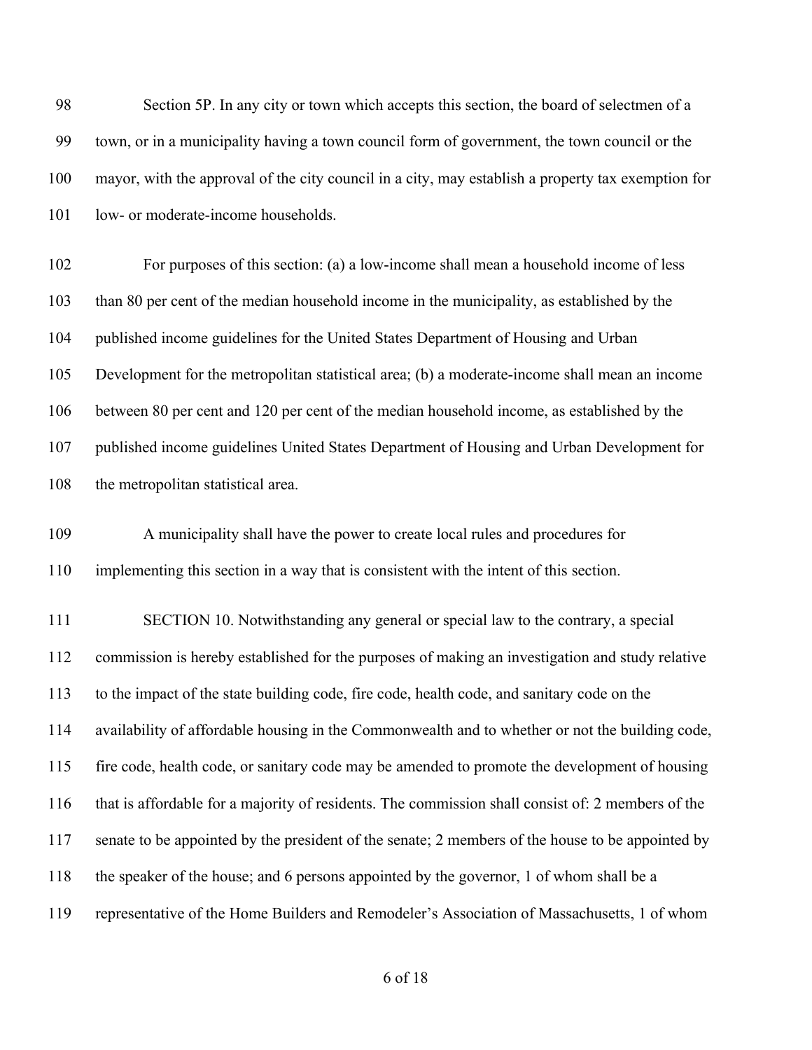98 Section 5P. In any city or town which accepts this section, the board of selectmen of a
99 town, or in a municipality having a town council form of government, the town council or the
100 mayor, with the approval of the city council in a city, may establish a property tax exemption for
101 low- or moderate-income households.

102 For purposes of this section: (a) a low-income shall mean a household income of less
103 than 80 per cent of the median household income in the municipality, as established by the
104 published income guidelines for the United States Department of Housing and Urban
105 Development for the metropolitan statistical area; (b) a moderate-income shall mean an income
106 between 80 per cent and 120 per cent of the median household income, as established by the
107 published income guidelines United States Department of Housing and Urban Development for
108 the metropolitan statistical area.

109 A municipality shall have the power to create local rules and procedures for
110 implementing this section in a way that is consistent with the intent of this section.

111 SECTION 10. Notwithstanding any general or special law to the contrary, a special
112 commission is hereby established for the purposes of making an investigation and study relative
113 to the impact of the state building code, fire code, health code, and sanitary code on the
114 availability of affordable housing in the Commonwealth and to whether or not the building code,
115 fire code, health code, or sanitary code may be amended to promote the development of housing
116 that is affordable for a majority of residents. The commission shall consist of: 2 members of the
117 senate to be appointed by the president of the senate; 2 members of the house to be appointed by
118 the speaker of the house; and 6 persons appointed by the governor, 1 of whom shall be a
119 representative of the Home Builders and Remodeler's Association of Massachusetts, 1 of whom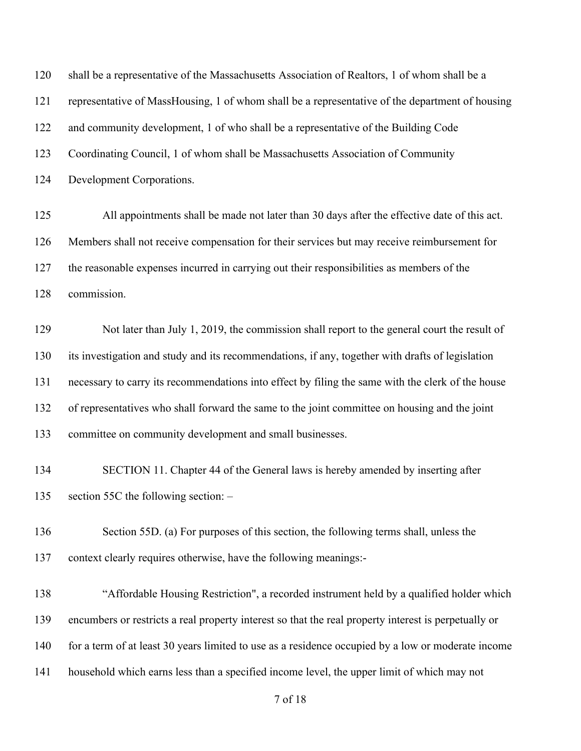shall be a representative of the Massachusetts Association of Realtors, 1 of whom shall be a representative of MassHousing, 1 of whom shall be a representative of the department of housing and community development, 1 of who shall be a representative of the Building Code Coordinating Council, 1 of whom shall be Massachusetts Association of Community Development Corporations.

All appointments shall be made not later than 30 days after the effective date of this act. Members shall not receive compensation for their services but may receive reimbursement for the reasonable expenses incurred in carrying out their responsibilities as members of the commission.

Not later than July 1, 2019, the commission shall report to the general court the result of its investigation and study and its recommendations, if any, together with drafts of legislation necessary to carry its recommendations into effect by filing the same with the clerk of the house of representatives who shall forward the same to the joint committee on housing and the joint committee on community development and small businesses.

SECTION 11. Chapter 44 of the General laws is hereby amended by inserting after section 55C the following section: –

Section 55D. (a) For purposes of this section, the following terms shall, unless the context clearly requires otherwise, have the following meanings:-

“Affordable Housing Restriction", a recorded instrument held by a qualified holder which encumbers or restricts a real property interest so that the real property interest is perpetually or for a term of at least 30 years limited to use as a residence occupied by a low or moderate income household which earns less than a specified income level, the upper limit of which may not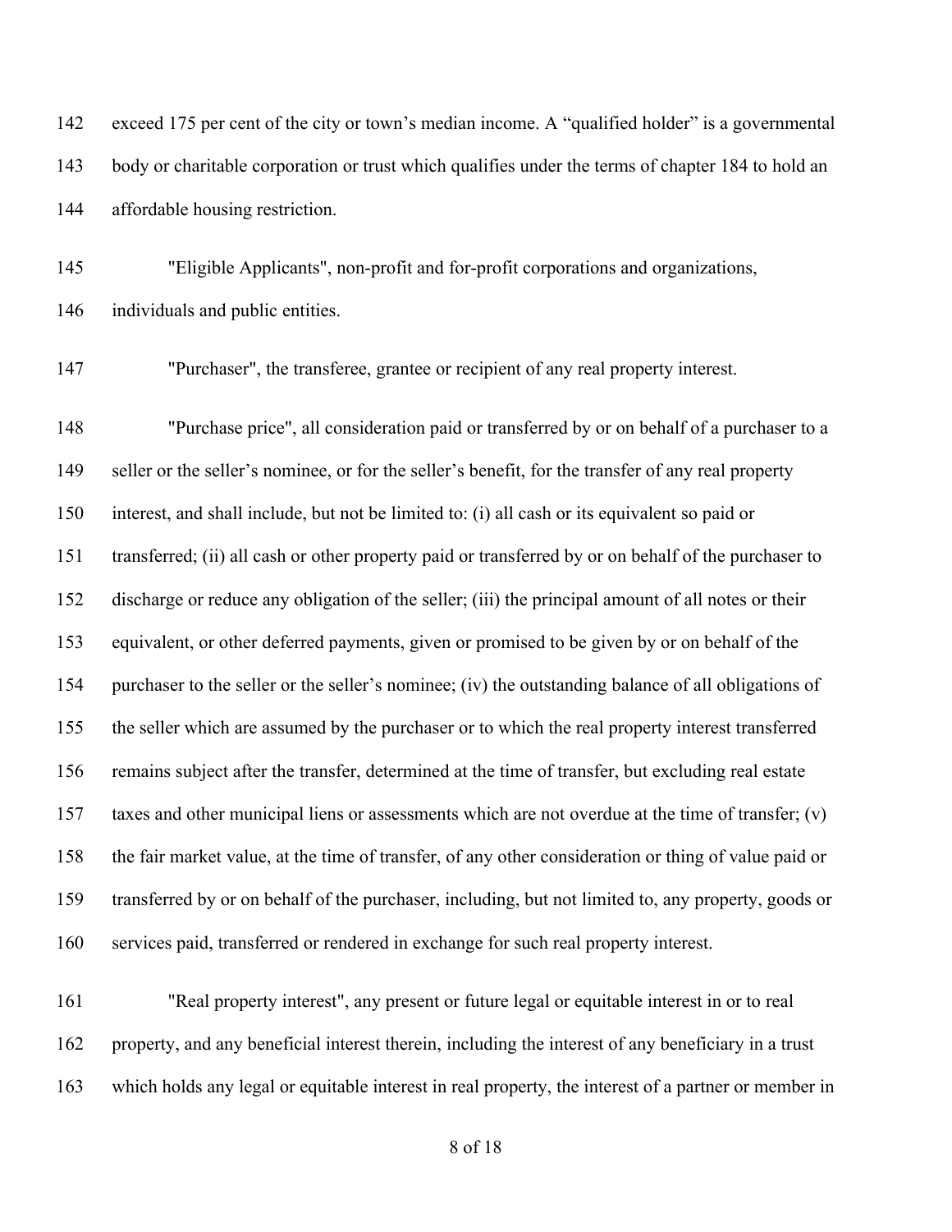exceed 175 per cent of the city or town's median income. A "qualified holder" is a governmental body or charitable corporation or trust which qualifies under the terms of chapter 184 to hold an affordable housing restriction.

"Eligible Applicants", non-profit and for-profit corporations and organizations, individuals and public entities.

"Purchaser", the transferee, grantee or recipient of any real property interest.

"Purchase price", all consideration paid or transferred by or on behalf of a purchaser to a seller or the seller's nominee, or for the seller's benefit, for the transfer of any real property interest, and shall include, but not be limited to: (i) all cash or its equivalent so paid or transferred; (ii) all cash or other property paid or transferred by or on behalf of the purchaser to discharge or reduce any obligation of the seller; (iii) the principal amount of all notes or their equivalent, or other deferred payments, given or promised to be given by or on behalf of the purchaser to the seller or the seller's nominee; (iv) the outstanding balance of all obligations of the seller which are assumed by the purchaser or to which the real property interest transferred remains subject after the transfer, determined at the time of transfer, but excluding real estate taxes and other municipal liens or assessments which are not overdue at the time of transfer; (v) the fair market value, at the time of transfer, of any other consideration or thing of value paid or transferred by or on behalf of the purchaser, including, but not limited to, any property, goods or services paid, transferred or rendered in exchange for such real property interest.

"Real property interest", any present or future legal or equitable interest in or to real property, and any beneficial interest therein, including the interest of any beneficiary in a trust which holds any legal or equitable interest in real property, the interest of a partner or member in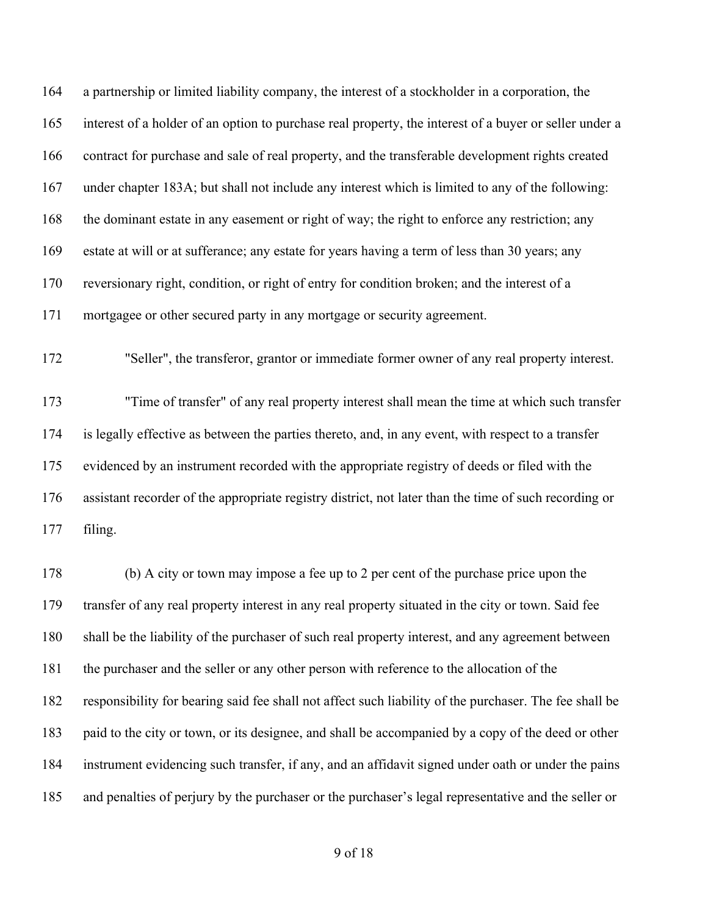164 a partnership or limited liability company, the interest of a stockholder in a corporation, the
165 interest of a holder of an option to purchase real property, the interest of a buyer or seller under a
166 contract for purchase and sale of real property, and the transferable development rights created
167 under chapter 183A; but shall not include any interest which is limited to any of the following:
168 the dominant estate in any easement or right of way; the right to enforce any restriction; any
169 estate at will or at sufferance; any estate for years having a term of less than 30 years; any
170 reversionary right, condition, or right of entry for condition broken; and the interest of a
171 mortgagee or other secured party in any mortgage or security agreement.

172 "Seller", the transferor, grantor or immediate former owner of any real property interest.

173 "Time of transfer" of any real property interest shall mean the time at which such transfer
174 is legally effective as between the parties thereto, and, in any event, with respect to a transfer
175 evidenced by an instrument recorded with the appropriate registry of deeds or filed with the
176 assistant recorder of the appropriate registry district, not later than the time of such recording or
177 filing.

178 (b) A city or town may impose a fee up to 2 per cent of the purchase price upon the
179 transfer of any real property interest in any real property situated in the city or town. Said fee
180 shall be the liability of the purchaser of such real property interest, and any agreement between
181 the purchaser and the seller or any other person with reference to the allocation of the
182 responsibility for bearing said fee shall not affect such liability of the purchaser. The fee shall be
183 paid to the city or town, or its designee, and shall be accompanied by a copy of the deed or other
184 instrument evidencing such transfer, if any, and an affidavit signed under oath or under the pains
185 and penalties of perjury by the purchaser or the purchaser's legal representative and the seller or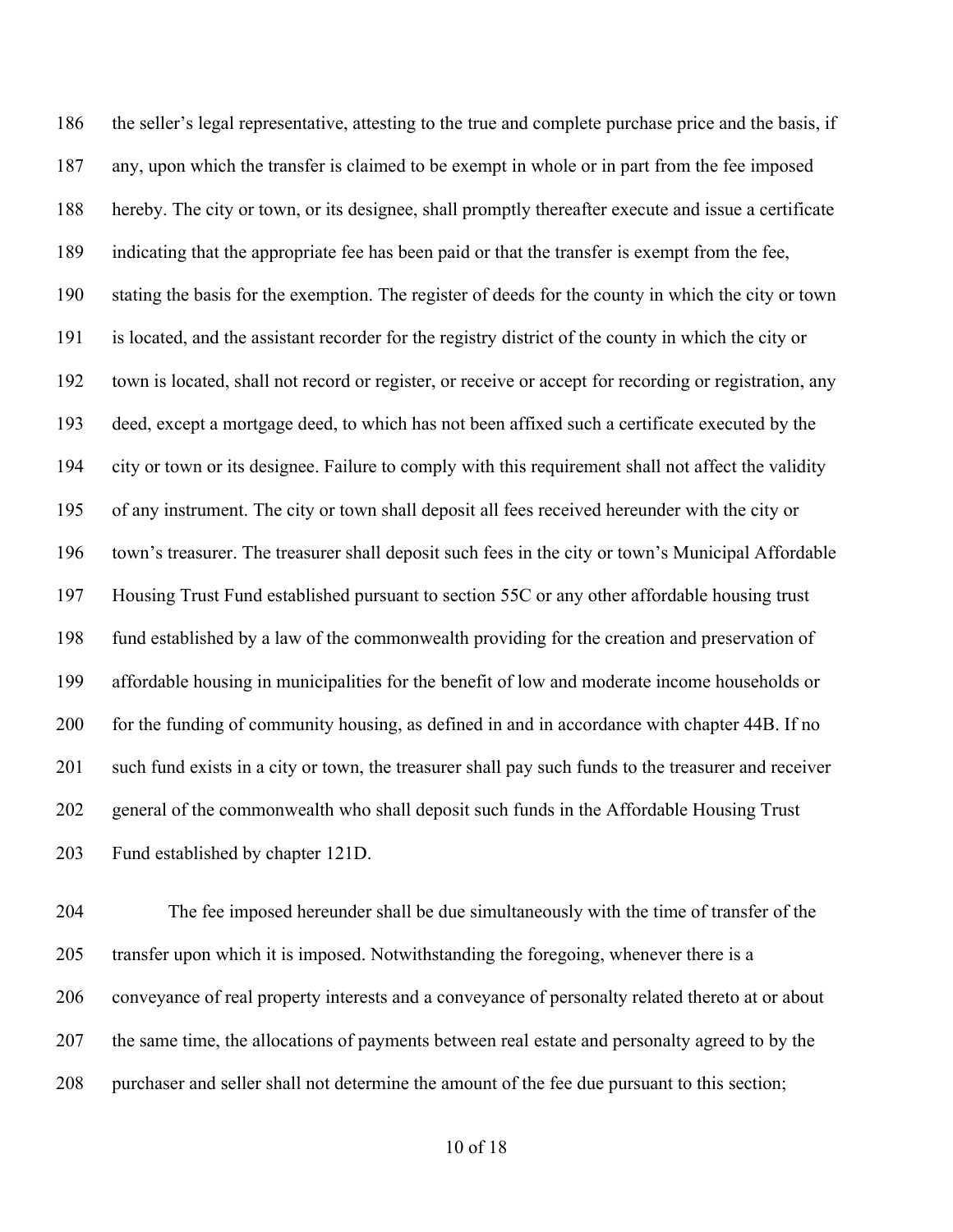the seller's legal representative, attesting to the true and complete purchase price and the basis, if any, upon which the transfer is claimed to be exempt in whole or in part from the fee imposed hereby. The city or town, or its designee, shall promptly thereafter execute and issue a certificate indicating that the appropriate fee has been paid or that the transfer is exempt from the fee, stating the basis for the exemption. The register of deeds for the county in which the city or town is located, and the assistant recorder for the registry district of the county in which the city or town is located, shall not record or register, or receive or accept for recording or registration, any deed, except a mortgage deed, to which has not been affixed such a certificate executed by the city or town or its designee. Failure to comply with this requirement shall not affect the validity of any instrument. The city or town shall deposit all fees received hereunder with the city or town's treasurer. The treasurer shall deposit such fees in the city or town's Municipal Affordable Housing Trust Fund established pursuant to section 55C or any other affordable housing trust fund established by a law of the commonwealth providing for the creation and preservation of affordable housing in municipalities for the benefit of low and moderate income households or for the funding of community housing, as defined in and in accordance with chapter 44B. If no such fund exists in a city or town, the treasurer shall pay such funds to the treasurer and receiver general of the commonwealth who shall deposit such funds in the Affordable Housing Trust Fund established by chapter 121D.

The fee imposed hereunder shall be due simultaneously with the time of transfer of the transfer upon which it is imposed. Notwithstanding the foregoing, whenever there is a conveyance of real property interests and a conveyance of personalty related thereto at or about the same time, the allocations of payments between real estate and personalty agreed to by the purchaser and seller shall not determine the amount of the fee due pursuant to this section;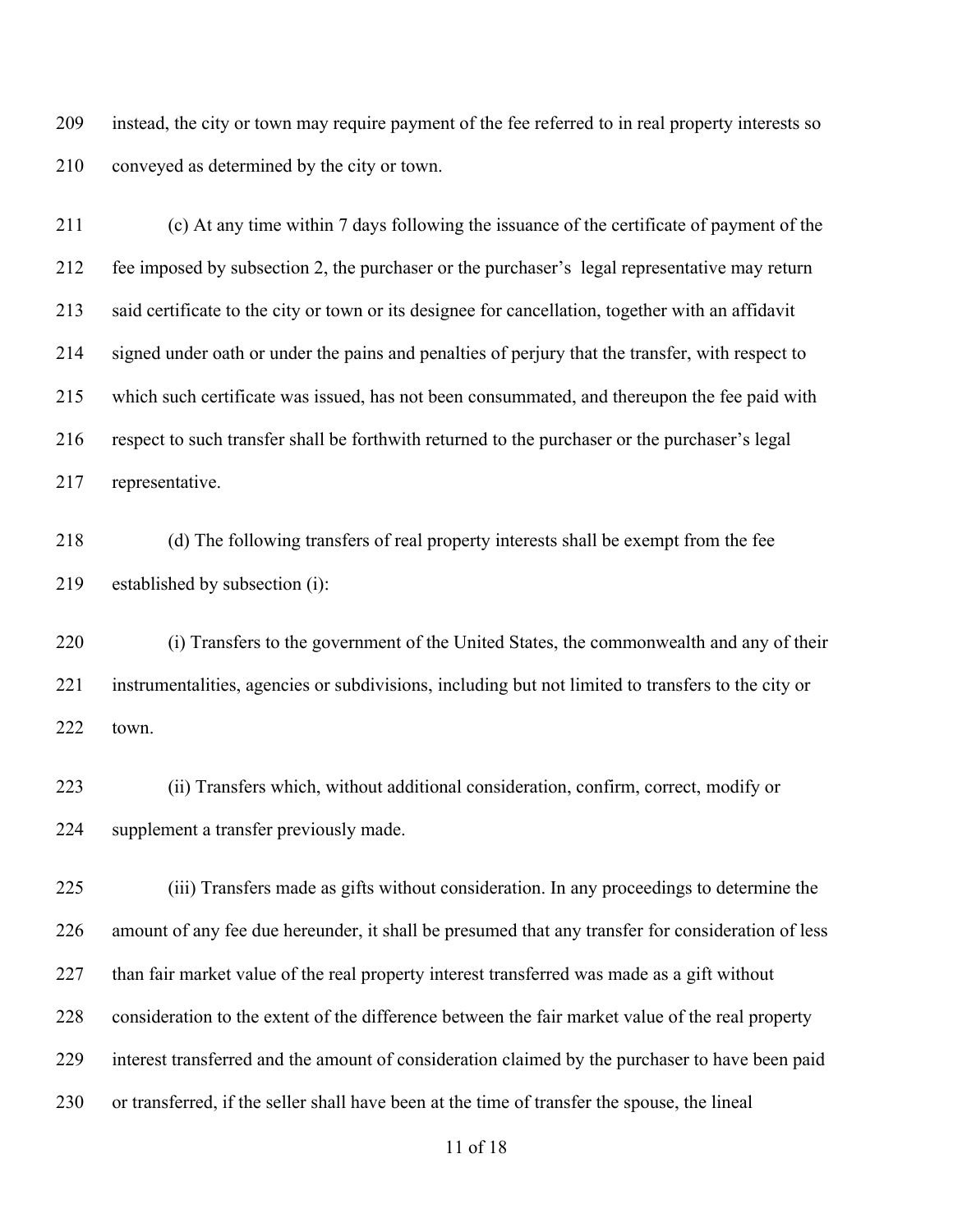instead, the city or town may require payment of the fee referred to in real property interests so conveyed as determined by the city or town.

(c) At any time within 7 days following the issuance of the certificate of payment of the fee imposed by subsection 2, the purchaser or the purchaser's legal representative may return said certificate to the city or town or its designee for cancellation, together with an affidavit signed under oath or under the pains and penalties of perjury that the transfer, with respect to which such certificate was issued, has not been consummated, and thereupon the fee paid with respect to such transfer shall be forthwith returned to the purchaser or the purchaser's legal representative.

(d) The following transfers of real property interests shall be exempt from the fee established by subsection (i):

(i) Transfers to the government of the United States, the commonwealth and any of their instrumentalities, agencies or subdivisions, including but not limited to transfers to the city or town.

(ii) Transfers which, without additional consideration, confirm, correct, modify or supplement a transfer previously made.

(iii) Transfers made as gifts without consideration. In any proceedings to determine the amount of any fee due hereunder, it shall be presumed that any transfer for consideration of less than fair market value of the real property interest transferred was made as a gift without consideration to the extent of the difference between the fair market value of the real property interest transferred and the amount of consideration claimed by the purchaser to have been paid or transferred, if the seller shall have been at the time of transfer the spouse, the lineal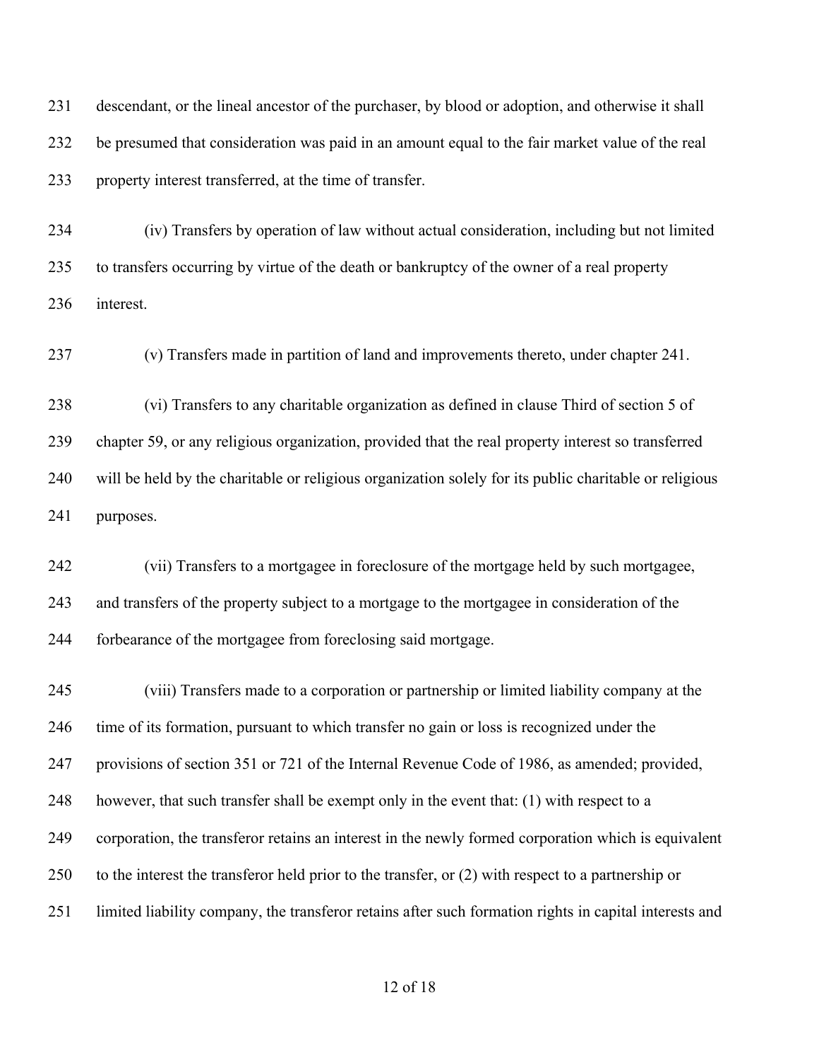descendant, or the lineal ancestor of the purchaser, by blood or adoption, and otherwise it shall be presumed that consideration was paid in an amount equal to the fair market value of the real property interest transferred, at the time of transfer.

(iv) Transfers by operation of law without actual consideration, including but not limited to transfers occurring by virtue of the death or bankruptcy of the owner of a real property interest.

(v) Transfers made in partition of land and improvements thereto, under chapter 241.

(vi) Transfers to any charitable organization as defined in clause Third of section 5 of chapter 59, or any religious organization, provided that the real property interest so transferred will be held by the charitable or religious organization solely for its public charitable or religious purposes.

(vii) Transfers to a mortgagee in foreclosure of the mortgage held by such mortgagee, and transfers of the property subject to a mortgage to the mortgagee in consideration of the forbearance of the mortgagee from foreclosing said mortgage.

(viii) Transfers made to a corporation or partnership or limited liability company at the time of its formation, pursuant to which transfer no gain or loss is recognized under the provisions of section 351 or 721 of the Internal Revenue Code of 1986, as amended; provided, however, that such transfer shall be exempt only in the event that: (1) with respect to a corporation, the transferor retains an interest in the newly formed corporation which is equivalent to the interest the transferor held prior to the transfer, or (2) with respect to a partnership or limited liability company, the transferor retains after such formation rights in capital interests and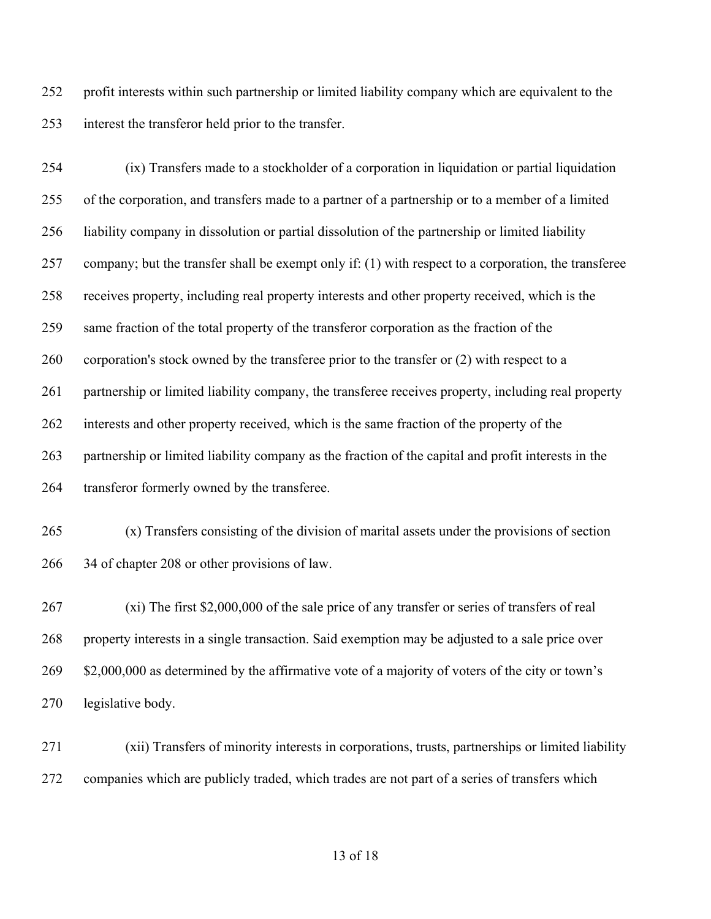profit interests within such partnership or limited liability company which are equivalent to the interest the transferor held prior to the transfer.

(ix) Transfers made to a stockholder of a corporation in liquidation or partial liquidation of the corporation, and transfers made to a partner of a partnership or to a member of a limited liability company in dissolution or partial dissolution of the partnership or limited liability company; but the transfer shall be exempt only if: (1) with respect to a corporation, the transferee receives property, including real property interests and other property received, which is the same fraction of the total property of the transferor corporation as the fraction of the corporation's stock owned by the transferee prior to the transfer or (2) with respect to a partnership or limited liability company, the transferee receives property, including real property interests and other property received, which is the same fraction of the property of the partnership or limited liability company as the fraction of the capital and profit interests in the transferor formerly owned by the transferee.

(x) Transfers consisting of the division of marital assets under the provisions of section 34 of chapter 208 or other provisions of law.

(xi) The first $2,000,000 of the sale price of any transfer or series of transfers of real property interests in a single transaction. Said exemption may be adjusted to a sale price over $2,000,000 as determined by the affirmative vote of a majority of voters of the city or town's legislative body.

(xii) Transfers of minority interests in corporations, trusts, partnerships or limited liability companies which are publicly traded, which trades are not part of a series of transfers which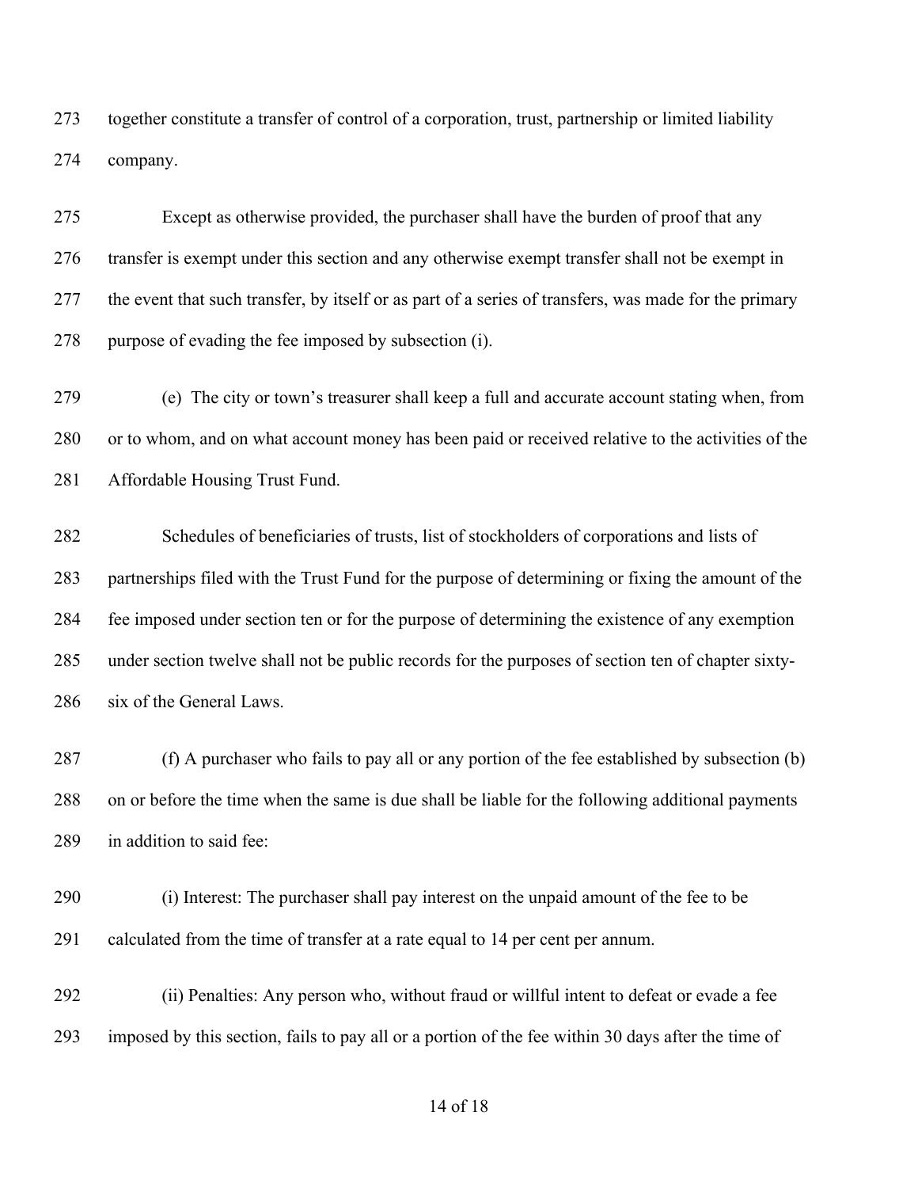together constitute a transfer of control of a corporation, trust, partnership or limited liability company.

Except as otherwise provided, the purchaser shall have the burden of proof that any transfer is exempt under this section and any otherwise exempt transfer shall not be exempt in the event that such transfer, by itself or as part of a series of transfers, was made for the primary purpose of evading the fee imposed by subsection (i).

(e) The city or town's treasurer shall keep a full and accurate account stating when, from or to whom, and on what account money has been paid or received relative to the activities of the Affordable Housing Trust Fund.

Schedules of beneficiaries of trusts, list of stockholders of corporations and lists of partnerships filed with the Trust Fund for the purpose of determining or fixing the amount of the fee imposed under section ten or for the purpose of determining the existence of any exemption under section twelve shall not be public records for the purposes of section ten of chapter sixty-six of the General Laws.

(f) A purchaser who fails to pay all or any portion of the fee established by subsection (b) on or before the time when the same is due shall be liable for the following additional payments in addition to said fee:

(i) Interest: The purchaser shall pay interest on the unpaid amount of the fee to be calculated from the time of transfer at a rate equal to 14 per cent per annum.

(ii) Penalties: Any person who, without fraud or willful intent to defeat or evade a fee imposed by this section, fails to pay all or a portion of the fee within 30 days after the time of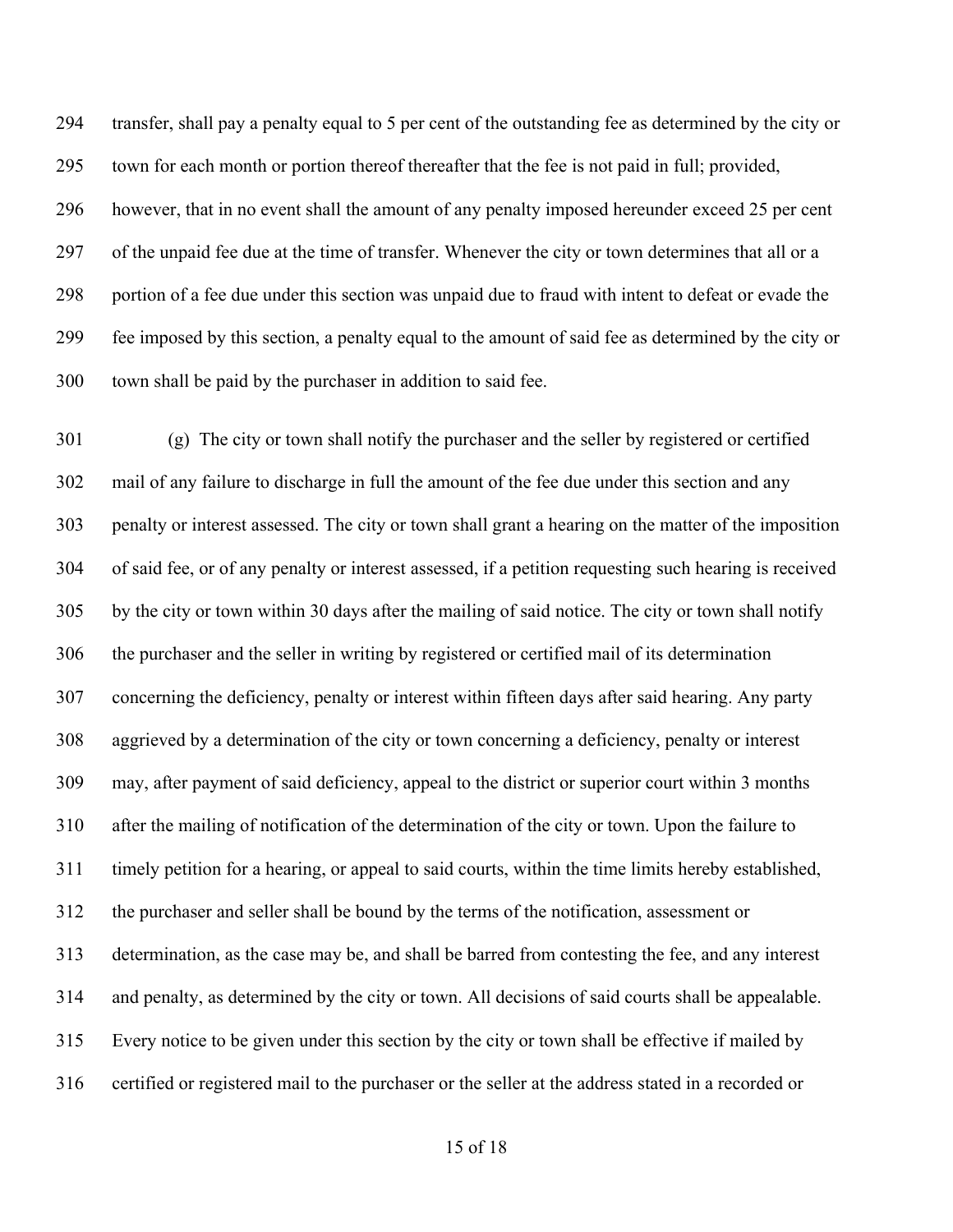transfer, shall pay a penalty equal to 5 per cent of the outstanding fee as determined by the city or town for each month or portion thereof thereafter that the fee is not paid in full; provided, however, that in no event shall the amount of any penalty imposed hereunder exceed 25 per cent of the unpaid fee due at the time of transfer. Whenever the city or town determines that all or a portion of a fee due under this section was unpaid due to fraud with intent to defeat or evade the fee imposed by this section, a penalty equal to the amount of said fee as determined by the city or town shall be paid by the purchaser in addition to said fee.

(g) The city or town shall notify the purchaser and the seller by registered or certified mail of any failure to discharge in full the amount of the fee due under this section and any penalty or interest assessed. The city or town shall grant a hearing on the matter of the imposition of said fee, or of any penalty or interest assessed, if a petition requesting such hearing is received by the city or town within 30 days after the mailing of said notice. The city or town shall notify the purchaser and the seller in writing by registered or certified mail of its determination concerning the deficiency, penalty or interest within fifteen days after said hearing. Any party aggrieved by a determination of the city or town concerning a deficiency, penalty or interest may, after payment of said deficiency, appeal to the district or superior court within 3 months after the mailing of notification of the determination of the city or town. Upon the failure to timely petition for a hearing, or appeal to said courts, within the time limits hereby established, the purchaser and seller shall be bound by the terms of the notification, assessment or determination, as the case may be, and shall be barred from contesting the fee, and any interest and penalty, as determined by the city or town. All decisions of said courts shall be appealable. Every notice to be given under this section by the city or town shall be effective if mailed by certified or registered mail to the purchaser or the seller at the address stated in a recorded or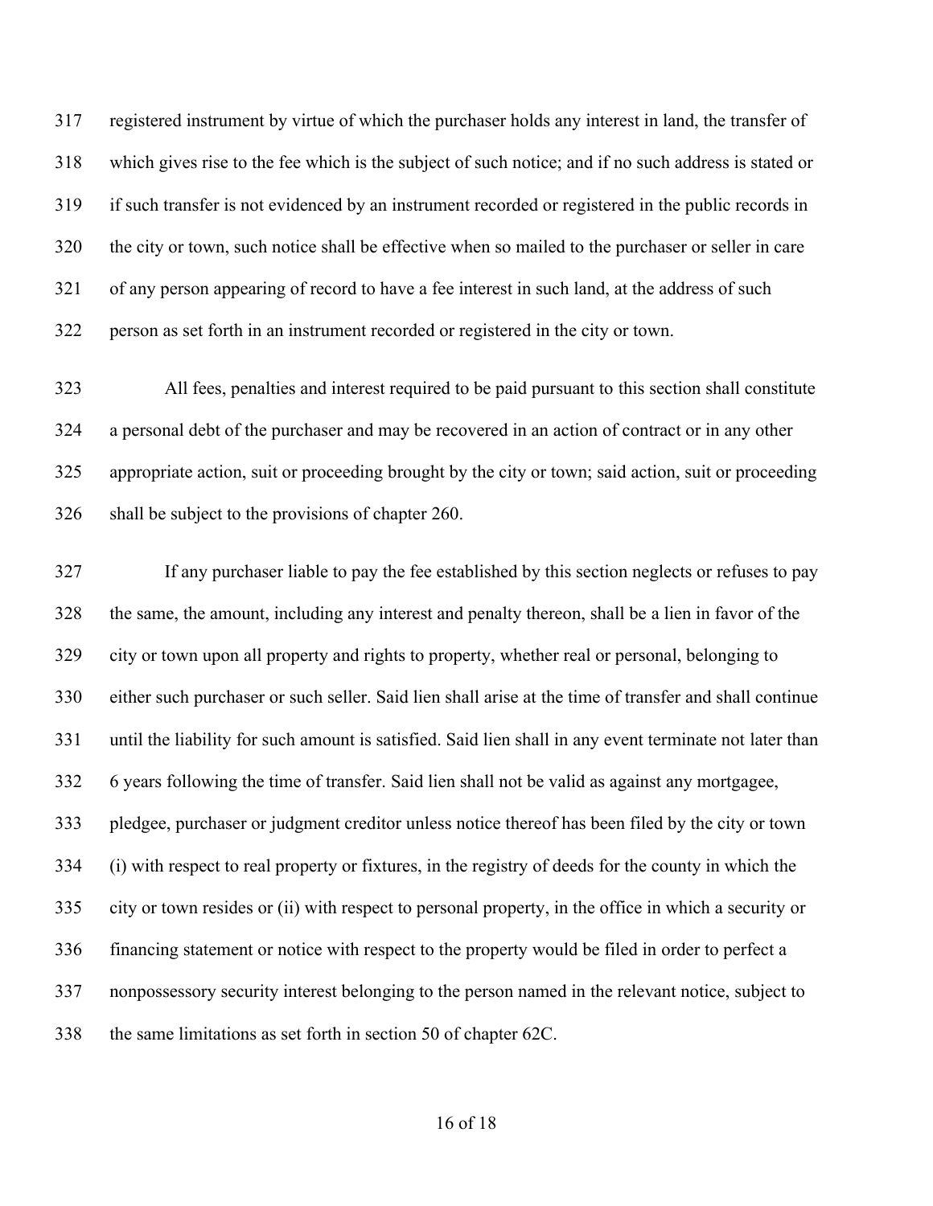registered instrument by virtue of which the purchaser holds any interest in land, the transfer of which gives rise to the fee which is the subject of such notice; and if no such address is stated or if such transfer is not evidenced by an instrument recorded or registered in the public records in the city or town, such notice shall be effective when so mailed to the purchaser or seller in care of any person appearing of record to have a fee interest in such land, at the address of such person as set forth in an instrument recorded or registered in the city or town.

All fees, penalties and interest required to be paid pursuant to this section shall constitute a personal debt of the purchaser and may be recovered in an action of contract or in any other appropriate action, suit or proceeding brought by the city or town; said action, suit or proceeding shall be subject to the provisions of chapter 260.

If any purchaser liable to pay the fee established by this section neglects or refuses to pay the same, the amount, including any interest and penalty thereon, shall be a lien in favor of the city or town upon all property and rights to property, whether real or personal, belonging to either such purchaser or such seller. Said lien shall arise at the time of transfer and shall continue until the liability for such amount is satisfied. Said lien shall in any event terminate not later than 6 years following the time of transfer. Said lien shall not be valid as against any mortgagee, pledgee, purchaser or judgment creditor unless notice thereof has been filed by the city or town (i) with respect to real property or fixtures, in the registry of deeds for the county in which the city or town resides or (ii) with respect to personal property, in the office in which a security or financing statement or notice with respect to the property would be filed in order to perfect a nonpossessory security interest belonging to the person named in the relevant notice, subject to the same limitations as set forth in section 50 of chapter 62C.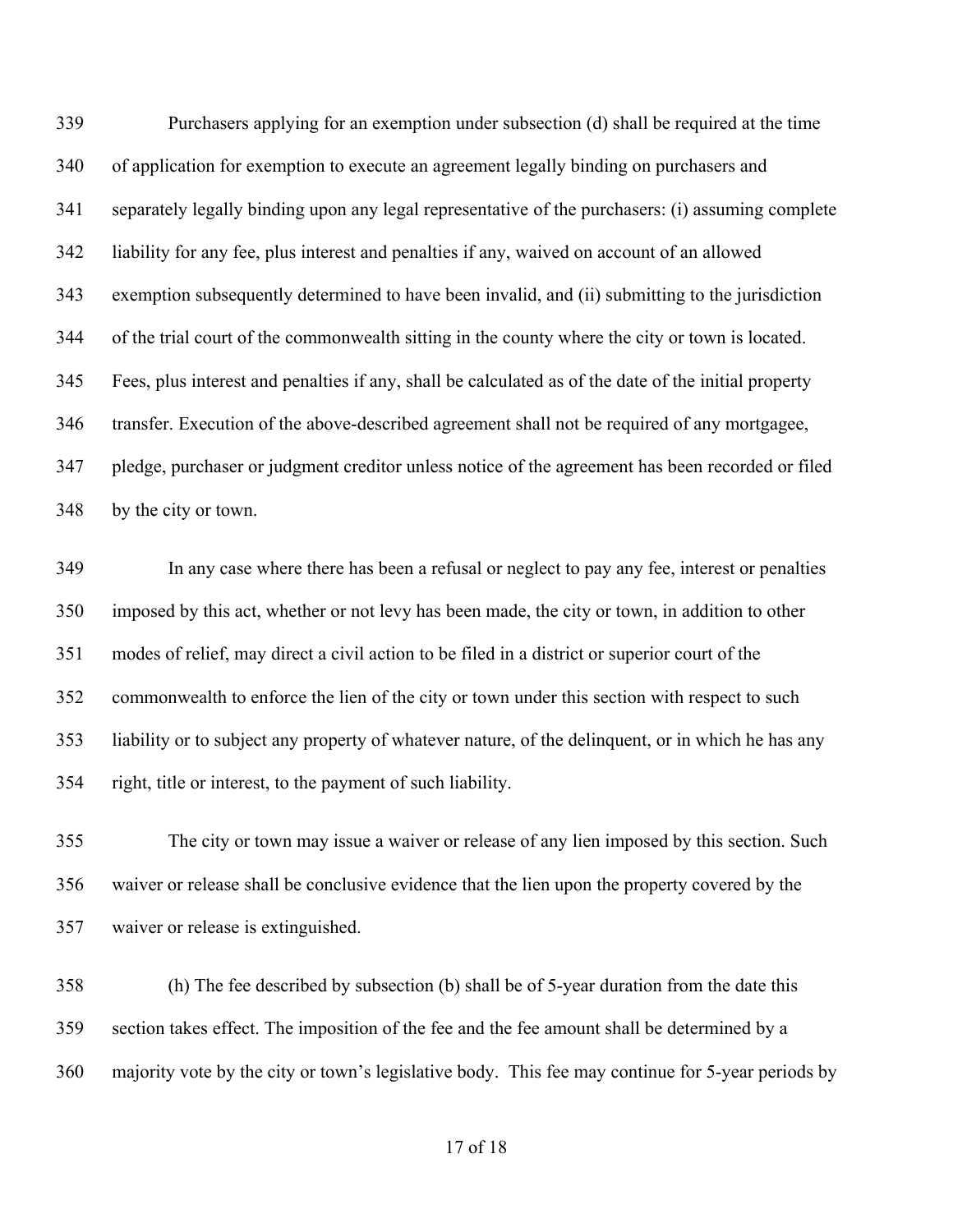Purchasers applying for an exemption under subsection (d) shall be required at the time of application for exemption to execute an agreement legally binding on purchasers and separately legally binding upon any legal representative of the purchasers: (i) assuming complete liability for any fee, plus interest and penalties if any, waived on account of an allowed exemption subsequently determined to have been invalid, and (ii) submitting to the jurisdiction of the trial court of the commonwealth sitting in the county where the city or town is located. Fees, plus interest and penalties if any, shall be calculated as of the date of the initial property transfer. Execution of the above-described agreement shall not be required of any mortgagee, pledge, purchaser or judgment creditor unless notice of the agreement has been recorded or filed by the city or town.

In any case where there has been a refusal or neglect to pay any fee, interest or penalties imposed by this act, whether or not levy has been made, the city or town, in addition to other modes of relief, may direct a civil action to be filed in a district or superior court of the commonwealth to enforce the lien of the city or town under this section with respect to such liability or to subject any property of whatever nature, of the delinquent, or in which he has any right, title or interest, to the payment of such liability.

The city or town may issue a waiver or release of any lien imposed by this section. Such waiver or release shall be conclusive evidence that the lien upon the property covered by the waiver or release is extinguished.

(h) The fee described by subsection (b) shall be of 5-year duration from the date this section takes effect. The imposition of the fee and the fee amount shall be determined by a majority vote by the city or town's legislative body. This fee may continue for 5-year periods by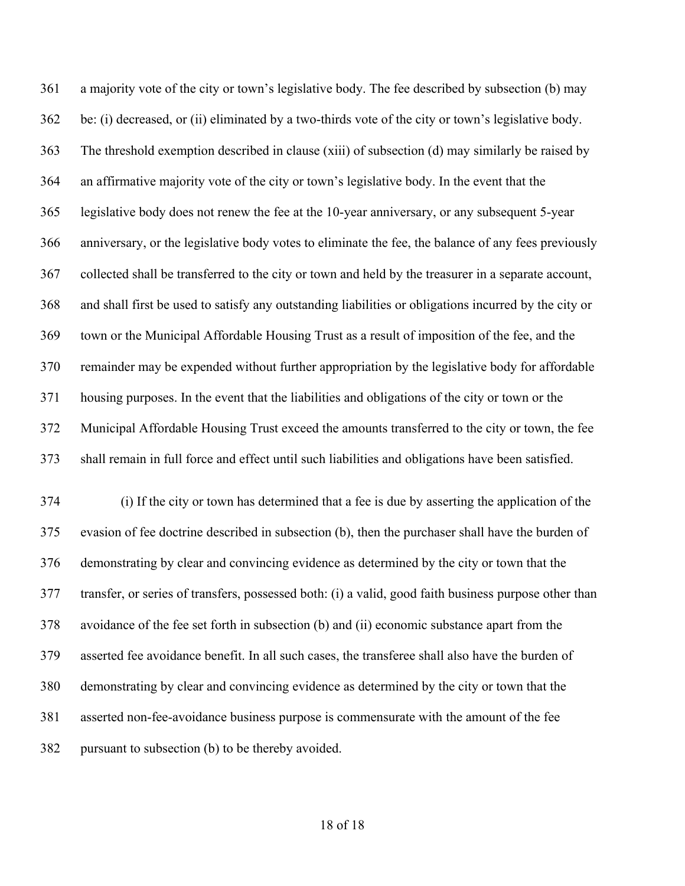a majority vote of the city or town's legislative body. The fee described by subsection (b) may be: (i) decreased, or (ii) eliminated by a two-thirds vote of the city or town's legislative body. The threshold exemption described in clause (xiii) of subsection (d) may similarly be raised by an affirmative majority vote of the city or town's legislative body. In the event that the legislative body does not renew the fee at the 10-year anniversary, or any subsequent 5-year anniversary, or the legislative body votes to eliminate the fee, the balance of any fees previously collected shall be transferred to the city or town and held by the treasurer in a separate account, and shall first be used to satisfy any outstanding liabilities or obligations incurred by the city or town or the Municipal Affordable Housing Trust as a result of imposition of the fee, and the remainder may be expended without further appropriation by the legislative body for affordable housing purposes. In the event that the liabilities and obligations of the city or town or the Municipal Affordable Housing Trust exceed the amounts transferred to the city or town, the fee shall remain in full force and effect until such liabilities and obligations have been satisfied.

(i) If the city or town has determined that a fee is due by asserting the application of the evasion of fee doctrine described in subsection (b), then the purchaser shall have the burden of demonstrating by clear and convincing evidence as determined by the city or town that the transfer, or series of transfers, possessed both: (i) a valid, good faith business purpose other than avoidance of the fee set forth in subsection (b) and (ii) economic substance apart from the asserted fee avoidance benefit. In all such cases, the transferee shall also have the burden of demonstrating by clear and convincing evidence as determined by the city or town that the asserted non-fee-avoidance business purpose is commensurate with the amount of the fee pursuant to subsection (b) to be thereby avoided.